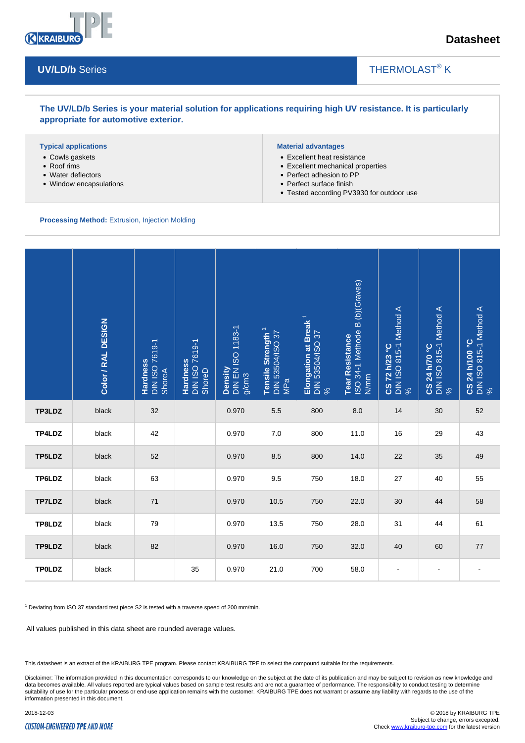# Datasheet

## UV/LD/b Series

THERMOLAST® K

**The UV/LD/b Series is your material solution for applications requiring high UV resistance. It is particularly appropriate for automotive exterior.**

**Typical applications**

- Cowls gaskets
- Roof rims
- Water deflectors
- Window encapsulations

**Material advantages**

- Excellent heat resistance
- Excellent mechanical properties
- Perfect adhesion to PP
- Perfect surface finish
- Tested according PV3930 for outdoor use

**Processing Method:** Extrusion, Injection Molding

| | Color / RAL DESIGN | Hardness DIN ISO 7619-1 ShoreA | Hardness DIN ISO 7619-1 ShoreD | Density DIN EN ISO 1183-1 g/cm3 | Tensile Strength [1] DIN 53504/ISO 37 MPa | Elongation at Break [1] DIN 53504/ISO 37 % | Tear Resistance ISO 34-1 Methode B (b)(Graves) N/mm | CS 72 h/23 °C DIN ISO 815-1 Method A % | CS 24 h/70 °C DIN ISO 815-1 Method A % | CS 24 h/100 °C DIN ISO 815-1 Method A % |
|---|---|---|---|---|---|---|---|---|---|---|
| **TP3LDZ** | black | 32 | | 0.970 | 5.5 | 800 | 8.0 | 14 | 30 | 52 |
| **TP4LDZ** | black | 42 | | 0.970 | 7.0 | 800 | 11.0 | 16 | 29 | 43 |
| **TP5LDZ** | black | 52 | | 0.970 | 8.5 | 800 | 14.0 | 22 | 35 | 49 |
| **TP6LDZ** | black | 63 | | 0.970 | 9.5 | 750 | 18.0 | 27 | 40 | 55 |
| **TP7LDZ** | black | 71 | | 0.970 | 10.5 | 750 | 22.0 | 30 | 44 | 58 |
| **TP8LDZ** | black | 79 | | 0.970 | 13.5 | 750 | 28.0 | 31 | 44 | 61 |
| **TP9LDZ** | black | 82 | | 0.970 | 16.0 | 750 | 32.0 | 40 | 60 | 77 |
| **TP0LDZ** | black | | 35 | 0.970 | 21.0 | 700 | 58.0 | - | - | - |

[1] Deviating from ISO 37 standard test piece S2 is tested with a traverse speed of 200 mm/min.

All values published in this data sheet are rounded average values.

This datasheet is an extract of the KRAIBURG TPE program. Please contact KRAIBURG TPE to select the compound suitable for the requirements.

Disclaimer: The information provided in this documentation corresponds to our knowledge on the subject at the date of its publication and may be subject to revision as new knowledge and data becomes available. All values reported are typical values based on sample test results and are not a guarantee of performance. The responsibility to conduct testing to determine suitability of use for the particular process or end-use application remains with the customer. KRAIBURG TPE does not warrant or assume any liability with regards to the use of the information presented in this document.

2018-12-03

© 2018 by KRAIBURG TPE
Subject to change, errors excepted.
Check www.kraiburg-tpe.com for the latest version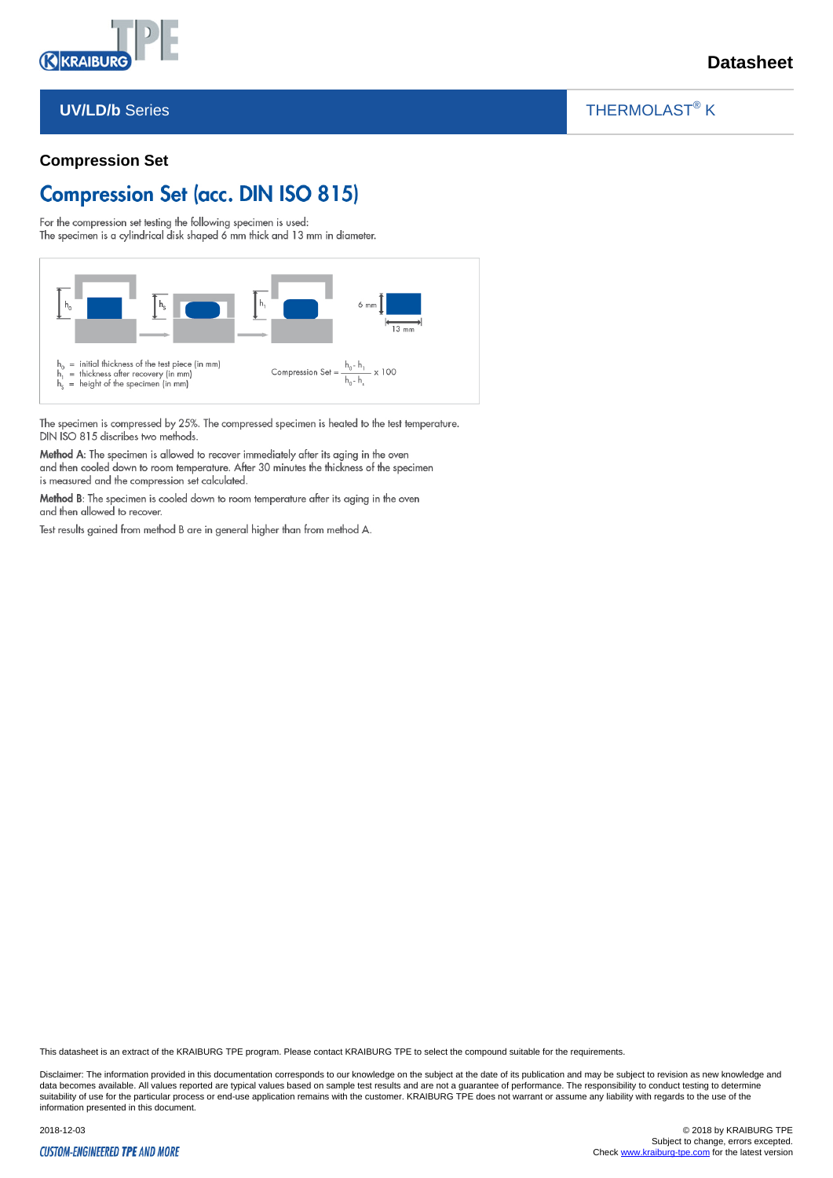Datasheet

**UV/LD/b Series** | THERMOLAST® K

## Compression Set

# Compression Set (acc. DIN ISO 815)

For the compression set testing the following specimen is used:
The specimen is a cylindrical disk shaped 6 mm thick and 13 mm in diameter.

$h_0$ = initial thickness of the test piece (in mm)
$h_1$ = thickness after recovery (in mm)
$h_s$ = height of the specimen (in mm)

$$\text{Compression Set} = \frac{h_0 - h_1}{h_0 - h_s} \times 100$$

6 mm
13 mm

The specimen is compressed by 25%. The compressed specimen is heated to the test temperature.
DIN ISO 815 discribes two methods.

**Method A**: The specimen is allowed to recover immediately after its aging in the oven and then cooled down to room temperature. After 30 minutes the thickness of the specimen is measured and the compression set calculated.

**Method B**: The specimen is cooled down to room temperature after its aging in the oven and then allowed to recover.

Test results gained from method B are in general higher than from method A.

This datasheet is an extract of the KRAIBURG TPE program. Please contact KRAIBURG TPE to select the compound suitable for the requirements.

Disclaimer: The information provided in this documentation corresponds to our knowledge on the subject at the date of its publication and may be subject to revision as new knowledge and data becomes available. All values reported are typical values based on sample test results and are not a guarantee of performance. The responsibility to conduct testing to determine suitability of use for the particular process or end-use application remains with the customer. KRAIBURG TPE does not warrant or assume any liability with regards to the use of the information presented in this document.

2018-12-03

© 2018 by KRAIBURG TPE
Subject to change, errors excepted.
Check www.kraiburg-tpe.com for the latest version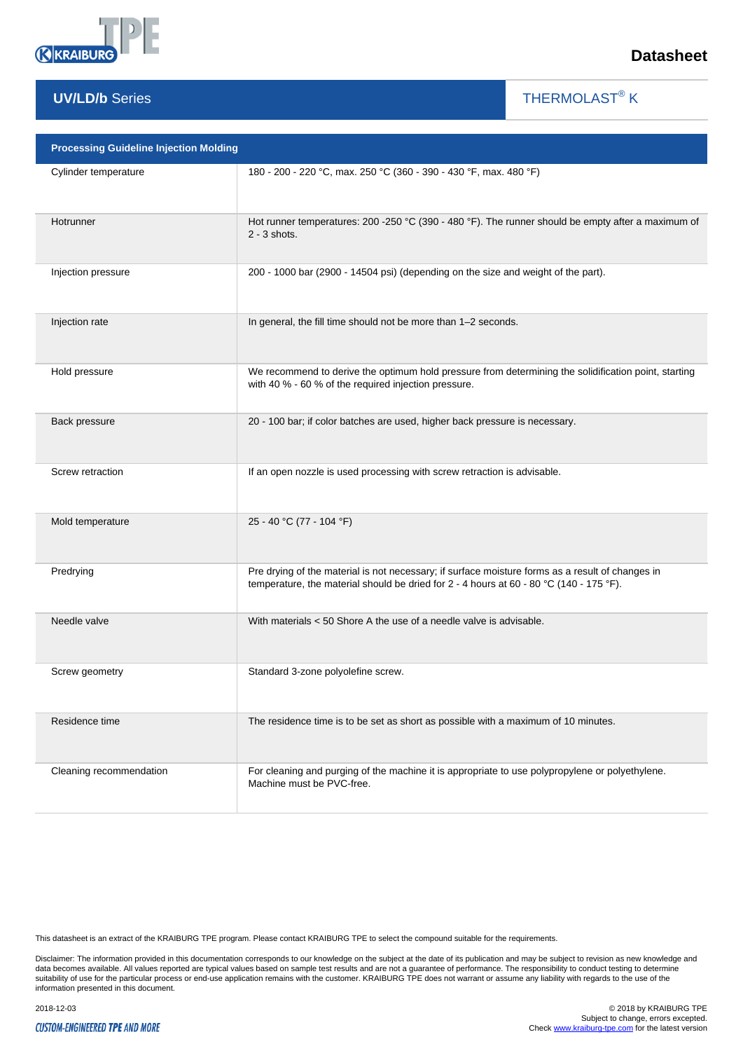**Datasheet**

**UV/LD/b** Series

THERMOLAST® K

| Processing Guideline Injection Molding | |
|---|---|
| Cylinder temperature | 180 - 200 - 220 °C, max. 250 °C (360 - 390 - 430 °F, max. 480 °F) |
| Hotrunner | Hot runner temperatures: 200 -250 °C (390 - 480 °F). The runner should be empty after a maximum of 2 - 3 shots. |
| Injection pressure | 200 - 1000 bar (2900 - 14504 psi) (depending on the size and weight of the part). |
| Injection rate | In general, the fill time should not be more than 1–2 seconds. |
| Hold pressure | We recommend to derive the optimum hold pressure from determining the solidification point, starting with 40 % - 60 % of the required injection pressure. |
| Back pressure | 20 - 100 bar; if color batches are used, higher back pressure is necessary. |
| Screw retraction | If an open nozzle is used processing with screw retraction is advisable. |
| Mold temperature | 25 - 40 °C (77 - 104 °F) |
| Predrying | Pre drying of the material is not necessary; if surface moisture forms as a result of changes in temperature, the material should be dried for 2 - 4 hours at 60 - 80 °C (140 - 175 °F). |
| Needle valve | With materials < 50 Shore A the use of a needle valve is advisable. |
| Screw geometry | Standard 3-zone polyolefine screw. |
| Residence time | The residence time is to be set as short as possible with a maximum of 10 minutes. |
| Cleaning recommendation | For cleaning and purging of the machine it is appropriate to use polypropylene or polyethylene. Machine must be PVC-free. |

This datasheet is an extract of the KRAIBURG TPE program. Please contact KRAIBURG TPE to select the compound suitable for the requirements.

Disclaimer: The information provided in this documentation corresponds to our knowledge on the subject at the date of its publication and may be subject to revision as new knowledge and data becomes available. All values reported are typical values based on sample test results and are not a guarantee of performance. The responsibility to conduct testing to determine suitability of use for the particular process or end-use application remains with the customer. KRAIBURG TPE does not warrant or assume any liability with regards to the use of the information presented in this document.

2018-12-03

© 2018 by KRAIBURG TPE
Subject to change, errors excepted.
Check www.kraiburg-tpe.com for the latest version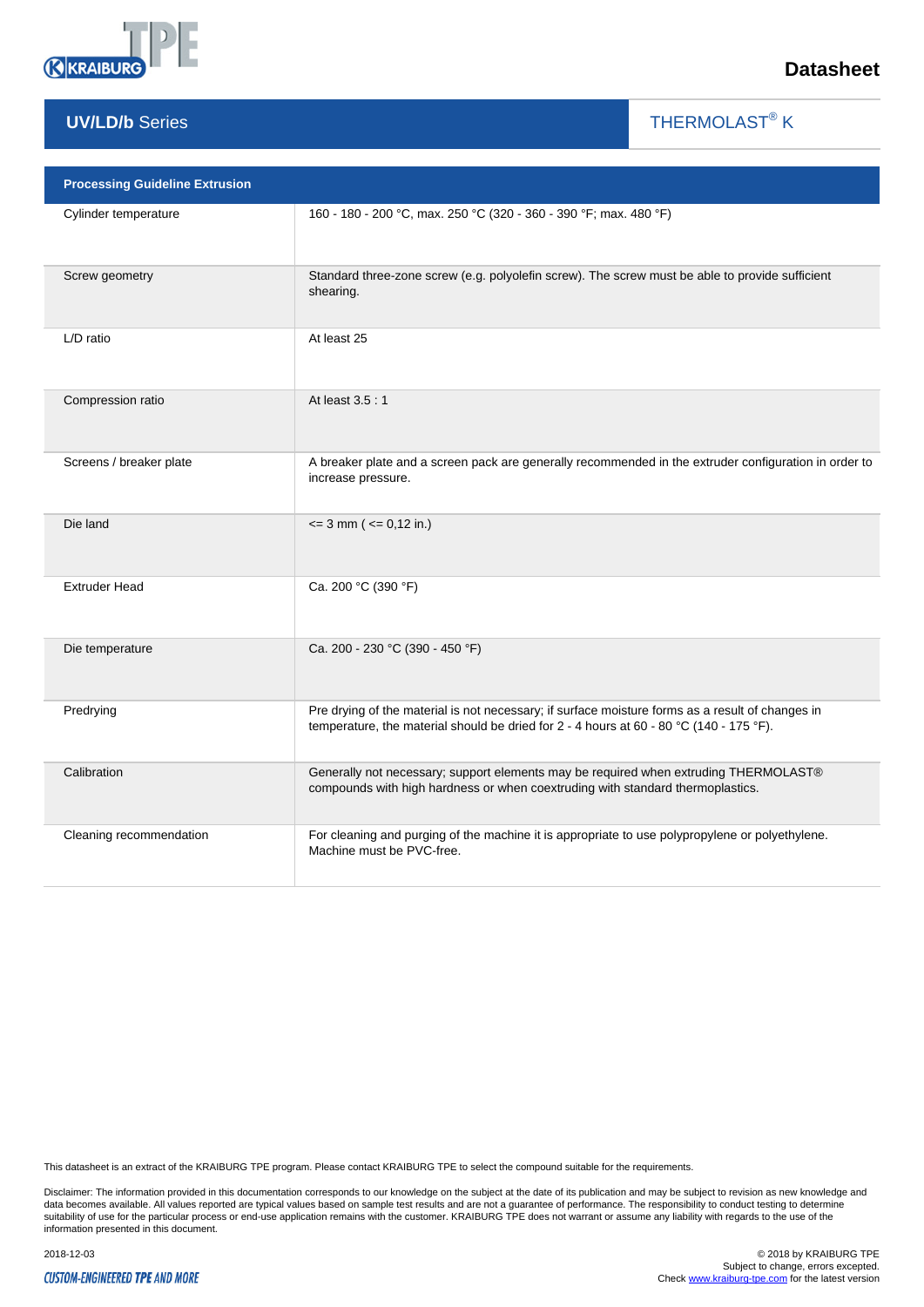**Datasheet**

**UV/LD/b** Series | THERMOLAST® K

| Processing Guideline Extrusion | |
|---|---|
| Cylinder temperature | 160 - 180 - 200 °C, max. 250 °C (320 - 360 - 390 °F; max. 480 °F) |
| Screw geometry | Standard three-zone screw (e.g. polyolefin screw). The screw must be able to provide sufficient shearing. |
| L/D ratio | At least 25 |
| Compression ratio | At least 3.5 : 1 |
| Screens / breaker plate | A breaker plate and a screen pack are generally recommended in the extruder configuration in order to increase pressure. |
| Die land | <= 3 mm ( <= 0,12 in.) |
| Extruder Head | Ca. 200 °C (390 °F) |
| Die temperature | Ca. 200 - 230 °C (390 - 450 °F) |
| Predrying | Pre drying of the material is not necessary; if surface moisture forms as a result of changes in temperature, the material should be dried for 2 - 4 hours at 60 - 80 °C (140 - 175 °F). |
| Calibration | Generally not necessary; support elements may be required when extruding THERMOLAST® compounds with high hardness or when coextruding with standard thermoplastics. |
| Cleaning recommendation | For cleaning and purging of the machine it is appropriate to use polypropylene or polyethylene. Machine must be PVC-free. |

This datasheet is an extract of the KRAIBURG TPE program. Please contact KRAIBURG TPE to select the compound suitable for the requirements.

Disclaimer: The information provided in this documentation corresponds to our knowledge on the subject at the date of its publication and may be subject to revision as new knowledge and data becomes available. All values reported are typical values based on sample test results and are not a guarantee of performance. The responsibility to conduct testing to determine suitability of use for the particular process or end-use application remains with the customer. KRAIBURG TPE does not warrant or assume any liability with regards to the use of the information presented in this document.

2018-12-03

© 2018 by KRAIBURG TPE
Subject to change, errors excepted.
Check www.kraiburg-tpe.com for the latest version